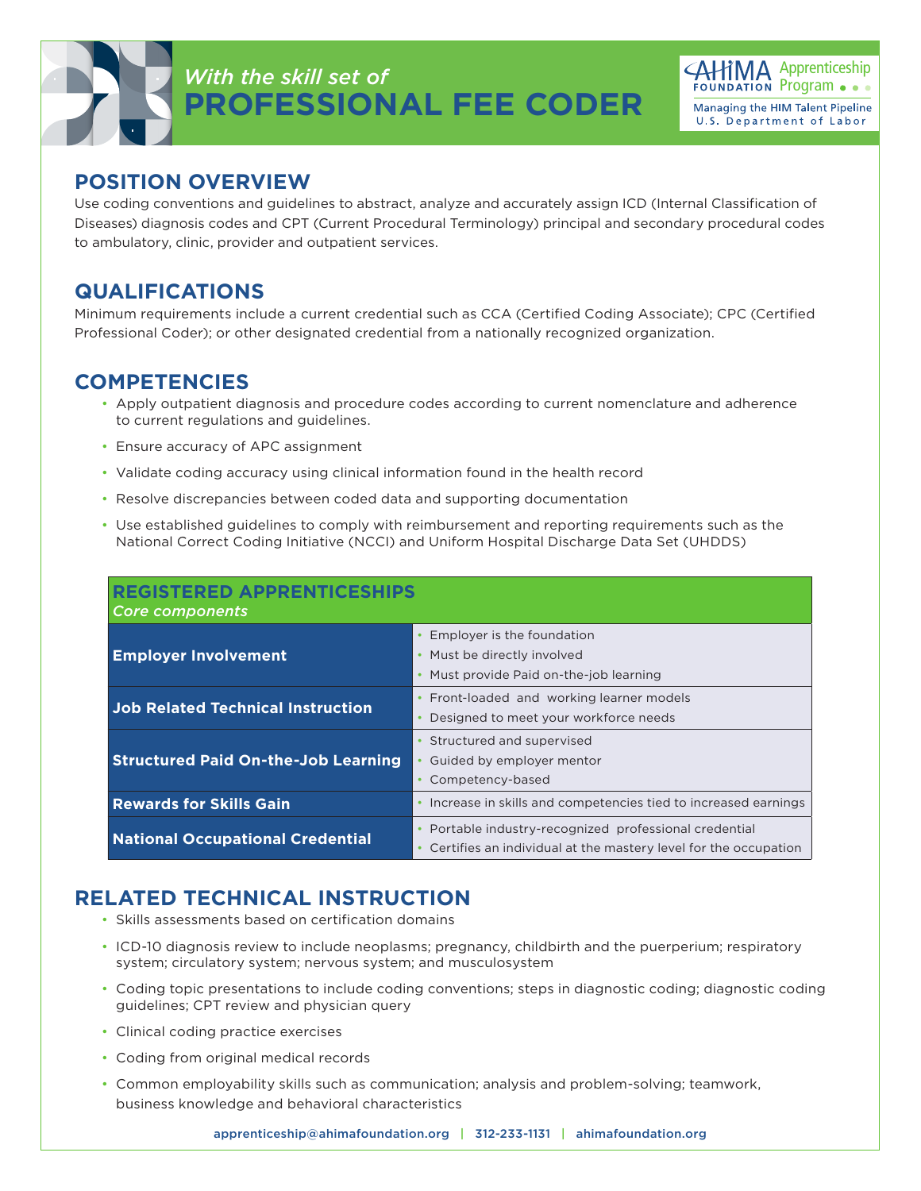*With the skill set of*

# PROFESSIONAL FEE CODER

AHIMA FOUNDATION Apprenticeship Program

Managing the HIM Talent Pipeline
U.S. Department of Labor

## POSITION OVERVIEW

Use coding conventions and guidelines to abstract, analyze and accurately assign ICD (Internal Classification of Diseases) diagnosis codes and CPT (Current Procedural Terminology) principal and secondary procedural codes to ambulatory, clinic, provider and outpatient services.

## QUALIFICATIONS

Minimum requirements include a current credential such as CCA (Certified Coding Associate); CPC (Certified Professional Coder); or other designated credential from a nationally recognized organization.

## COMPETENCIES

- Apply outpatient diagnosis and procedure codes according to current nomenclature and adherence to current regulations and guidelines.
- Ensure accuracy of APC assignment
- Validate coding accuracy using clinical information found in the health record
- Resolve discrepancies between coded data and supporting documentation
- Use established guidelines to comply with reimbursement and reporting requirements such as the National Correct Coding Initiative (NCCI) and Uniform Hospital Discharge Data Set (UHDDS)

| **REGISTERED APPRENTICESHIPS** *Core components* | |
|---|---|
| **Employer Involvement** | • Employer is the foundation<br>• Must be directly involved<br>• Must provide Paid on-the-job learning |
| **Job Related Technical Instruction** | • Front-loaded and working learner models<br>• Designed to meet your workforce needs |
| **Structured Paid On-the-Job Learning** | • Structured and supervised<br>• Guided by employer mentor<br>• Competency-based |
| **Rewards for Skills Gain** | • Increase in skills and competencies tied to increased earnings |
| **National Occupational Credential** | • Portable industry-recognized professional credential<br>• Certifies an individual at the mastery level for the occupation |

## RELATED TECHNICAL INSTRUCTION

- Skills assessments based on certification domains
- ICD-10 diagnosis review to include neoplasms; pregnancy, childbirth and the puerperium; respiratory system; circulatory system; nervous system; and musculosystem
- Coding topic presentations to include coding conventions; steps in diagnostic coding; diagnostic coding guidelines; CPT review and physician query
- Clinical coding practice exercises
- Coding from original medical records
- Common employability skills such as communication; analysis and problem-solving; teamwork, business knowledge and behavioral characteristics

apprenticeship@ahimafoundation.org | 312-233-1131 | ahimafoundation.org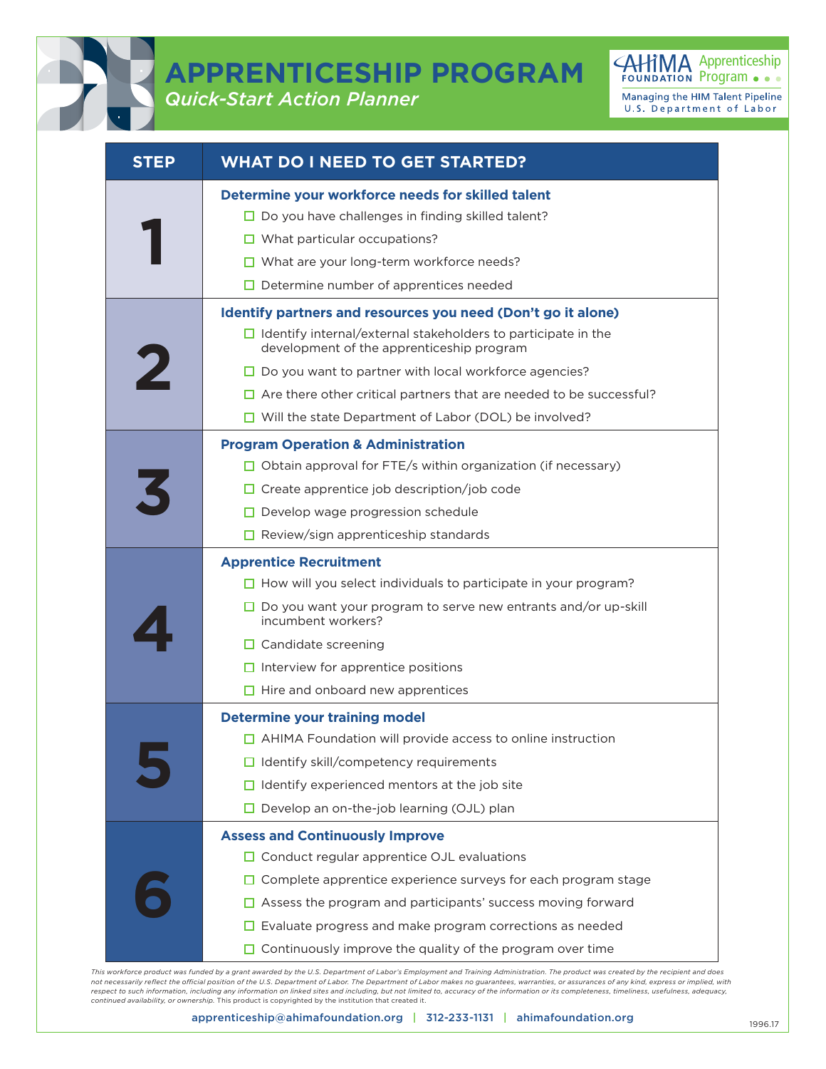# APPRENTICESHIP PROGRAM

*Quick-Start Action Planner*

AHIMA FOUNDATION Apprenticeship Program
Managing the HIM Talent Pipeline
U.S. Department of Labor

| STEP | WHAT DO I NEED TO GET STARTED? |
|---|---|
| 1 | **Determine your workforce needs for skilled talent**<br>☐ Do you have challenges in finding skilled talent?<br>☐ What particular occupations?<br>☐ What are your long-term workforce needs?<br>☐ Determine number of apprentices needed |
| 2 | **Identify partners and resources you need (Don't go it alone)**<br>☐ Identify internal/external stakeholders to participate in the development of the apprenticeship program<br>☐ Do you want to partner with local workforce agencies?<br>☐ Are there other critical partners that are needed to be successful?<br>☐ Will the state Department of Labor (DOL) be involved? |
| 3 | **Program Operation & Administration**<br>☐ Obtain approval for FTE/s within organization (if necessary)<br>☐ Create apprentice job description/job code<br>☐ Develop wage progression schedule<br>☐ Review/sign apprenticeship standards |
| 4 | **Apprentice Recruitment**<br>☐ How will you select individuals to participate in your program?<br>☐ Do you want your program to serve new entrants and/or up-skill incumbent workers?<br>☐ Candidate screening<br>☐ Interview for apprentice positions<br>☐ Hire and onboard new apprentices |
| 5 | **Determine your training model**<br>☐ AHIMA Foundation will provide access to online instruction<br>☐ Identify skill/competency requirements<br>☐ Identify experienced mentors at the job site<br>☐ Develop an on-the-job learning (OJL) plan |
| 6 | **Assess and Continuously Improve**<br>☐ Conduct regular apprentice OJL evaluations<br>☐ Complete apprentice experience surveys for each program stage<br>☐ Assess the program and participants' success moving forward<br>☐ Evaluate progress and make program corrections as needed<br>☐ Continuously improve the quality of the program over time |

*This workforce product was funded by a grant awarded by the U.S. Department of Labor's Employment and Training Administration. The product was created by the recipient and does not necessarily reflect the official position of the U.S. Department of Labor. The Department of Labor makes no guarantees, warranties, or assurances of any kind, express or implied, with respect to such information, including any information on linked sites and including, but not limited to, accuracy of the information or its completeness, timeliness, usefulness, adequacy, continued availability, or ownership.* This product is copyrighted by the institution that created it.

apprenticeship@ahimafoundation.org | 312-233-1131 | ahimafoundation.org

1996.17